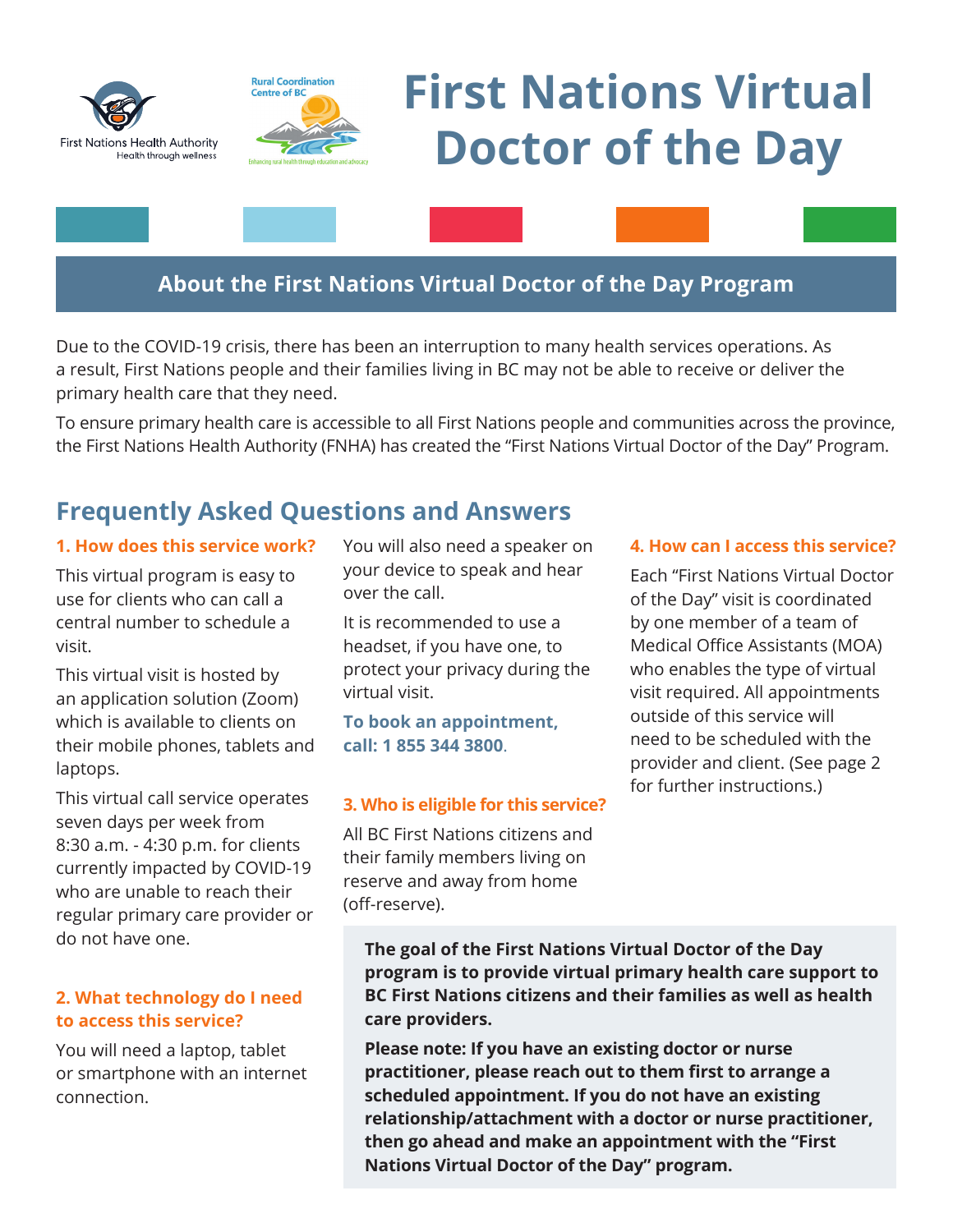First Nations Health Authority
Health through wellness

Rural Coordination Centre of BC

# First Nations Virtual Doctor of the Day

## About the First Nations Virtual Doctor of the Day Program

Due to the COVID-19 crisis, there has been an interruption to many health services operations. As a result, First Nations people and their families living in BC may not be able to receive or deliver the primary health care that they need.

To ensure primary health care is accessible to all First Nations people and communities across the province, the First Nations Health Authority (FNHA) has created the "First Nations Virtual Doctor of the Day" Program.

## Frequently Asked Questions and Answers

### 1. How does this service work?

This virtual program is easy to use for clients who can call a central number to schedule a visit.

This virtual visit is hosted by an application solution (Zoom) which is available to clients on their mobile phones, tablets and laptops.

This virtual call service operates seven days per week from 8:30 a.m. - 4:30 p.m. for clients currently impacted by COVID-19 who are unable to reach their regular primary care provider or do not have one.

### 2. What technology do I need to access this service?

You will need a laptop, tablet or smartphone with an internet connection.

You will also need a speaker on your device to speak and hear over the call.

It is recommended to use a headset, if you have one, to protect your privacy during the virtual visit.

**To book an appointment, call: 1 855 344 3800.**

### 3. Who is eligible for this service?

All BC First Nations citizens and their family members living on reserve and away from home (off-reserve).

### 4. How can I access this service?

Each "First Nations Virtual Doctor of the Day" visit is coordinated by one member of a team of Medical Office Assistants (MOA) who enables the type of virtual visit required. All appointments outside of this service will need to be scheduled with the provider and client. (See page 2 for further instructions.)

**The goal of the First Nations Virtual Doctor of the Day program is to provide virtual primary health care support to BC First Nations citizens and their families as well as health care providers.**

**Please note: If you have an existing doctor or nurse practitioner, please reach out to them first to arrange a scheduled appointment. If you do not have an existing relationship/attachment with a doctor or nurse practitioner, then go ahead and make an appointment with the "First Nations Virtual Doctor of the Day" program.**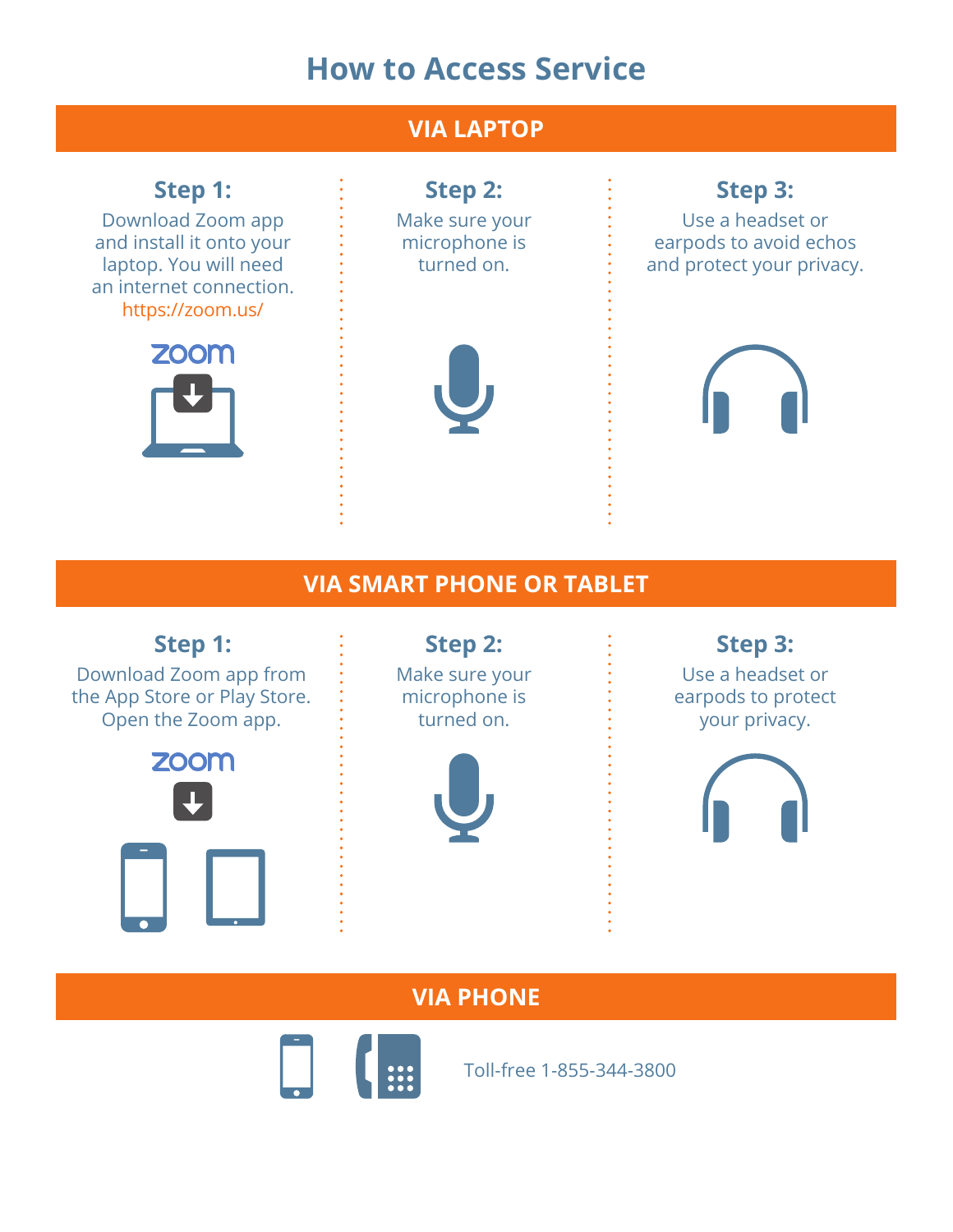# How to Access Service

## VIA LAPTOP

### Step 1:

Download Zoom app and install it onto your laptop. You will need an internet connection. https://zoom.us/

zoom

### Step 2:

Make sure your microphone is turned on.

### Step 3:

Use a headset or earpods to avoid echos and protect your privacy.

## VIA SMART PHONE OR TABLET

### Step 1:

Download Zoom app from the App Store or Play Store. Open the Zoom app.

zoom

### Step 2:

Make sure your microphone is turned on.

### Step 3:

Use a headset or earpods to protect your privacy.

## VIA PHONE

Toll-free 1-855-344-3800